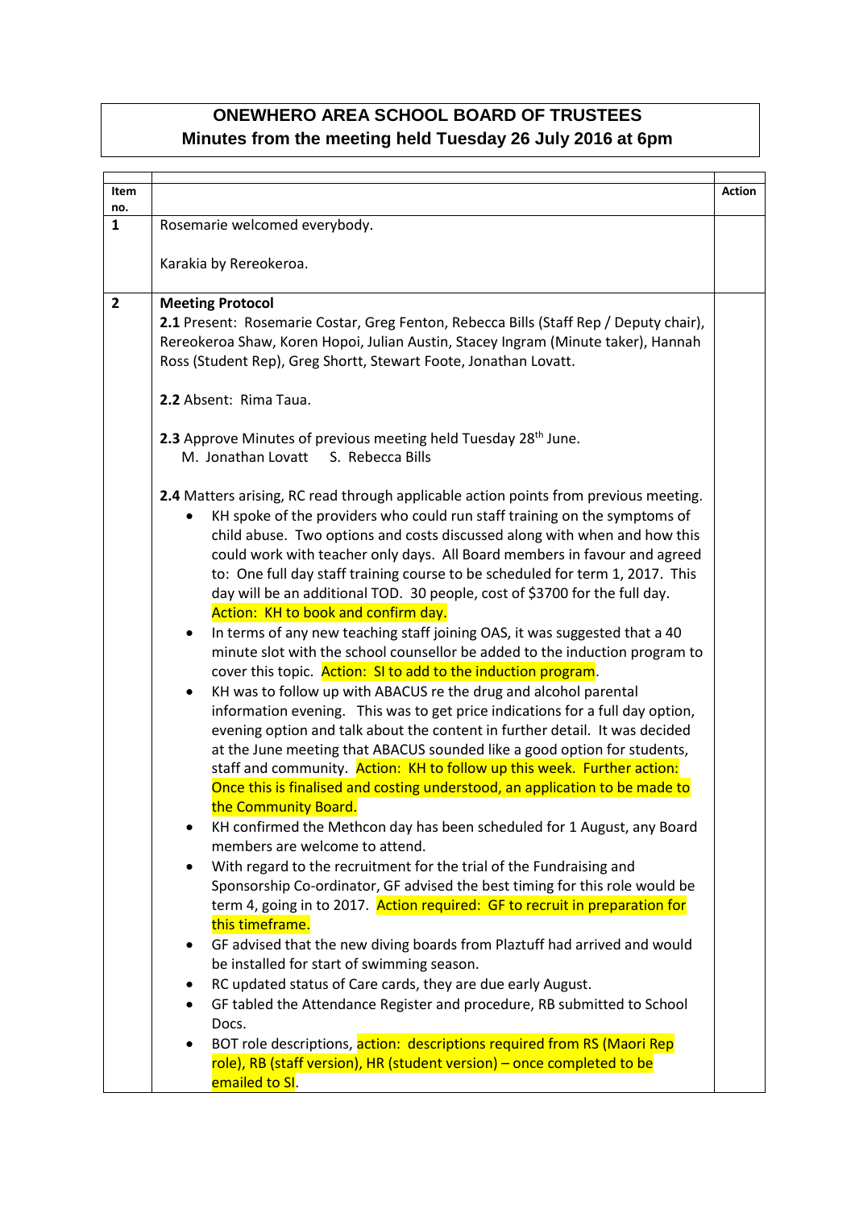# ONEWHERO AREA SCHOOL BOARD OF TRUSTEES
## Minutes from the meeting held Tuesday 26 July 2016 at 6pm

| Item no. | | Action |
|---|---|---|
| 1 | Rosemarie welcomed everybody.<br><br>Karakia by Rereokeroa. | |
| 2 | **Meeting Protocol**<br>**2.1** Present: Rosemarie Costar, Greg Fenton, Rebecca Bills (Staff Rep / Deputy chair), Rereokeroa Shaw, Koren Hopoi, Julian Austin, Stacey Ingram (Minute taker), Hannah Ross (Student Rep), Greg Shortt, Stewart Foote, Jonathan Lovatt.<br><br>**2.2** Absent: Rima Taua.<br><br>**2.3** Approve Minutes of previous meeting held Tuesday 28th June.<br>M. Jonathan Lovatt S. Rebecca Bills<br><br>**2.4** Matters arising, RC read through applicable action points from previous meeting.<br>• KH spoke of the providers who could run staff training on the symptoms of child abuse. Two options and costs discussed along with when and how this could work with teacher only days. All Board members in favour and agreed to: One full day staff training course to be scheduled for term 1, 2017. This day will be an additional TOD. 30 people, cost of $3700 for the full day. Action: KH to book and confirm day.<br>• In terms of any new teaching staff joining OAS, it was suggested that a 40 minute slot with the school counsellor be added to the induction program to cover this topic. Action: SI to add to the induction program.<br>• KH was to follow up with ABACUS re the drug and alcohol parental information evening. This was to get price indications for a full day option, evening option and talk about the content in further detail. It was decided at the June meeting that ABACUS sounded like a good option for students, staff and community. Action: KH to follow up this week. Further action: Once this is finalised and costing understood, an application to be made to the Community Board.<br>• KH confirmed the Methcon day has been scheduled for 1 August, any Board members are welcome to attend.<br>• With regard to the recruitment for the trial of the Fundraising and Sponsorship Co-ordinator, GF advised the best timing for this role would be term 4, going in to 2017. Action required: GF to recruit in preparation for this timeframe.<br>• GF advised that the new diving boards from Plaztuff had arrived and would be installed for start of swimming season.<br>• RC updated status of Care cards, they are due early August.<br>• GF tabled the Attendance Register and procedure, RB submitted to School Docs.<br>• BOT role descriptions, action: descriptions required from RS (Maori Rep role), RB (staff version), HR (student version) – once completed to be emailed to SI. | |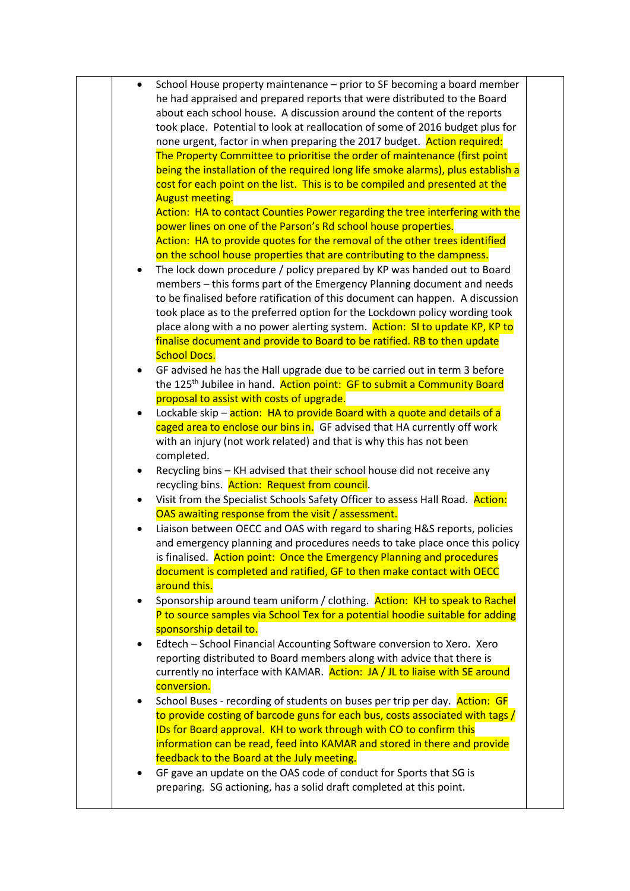- School House property maintenance – prior to SF becoming a board member he had appraised and prepared reports that were distributed to the Board about each school house. A discussion around the content of the reports took place. Potential to look at reallocation of some of 2016 budget plus for none urgent, factor in when preparing the 2017 budget. Action required: The Property Committee to prioritise the order of maintenance (first point being the installation of the required long life smoke alarms), plus establish a cost for each point on the list. This is to be compiled and presented at the August meeting.
  Action: HA to contact Counties Power regarding the tree interfering with the power lines on one of the Parson's Rd school house properties.
  Action: HA to provide quotes for the removal of the other trees identified on the school house properties that are contributing to the dampness.
- The lock down procedure / policy prepared by KP was handed out to Board members – this forms part of the Emergency Planning document and needs to be finalised before ratification of this document can happen. A discussion took place as to the preferred option for the Lockdown policy wording took place along with a no power alerting system. Action: SI to update KP, KP to finalise document and provide to Board to be ratified. RB to then update School Docs.
- GF advised he has the Hall upgrade due to be carried out in term 3 before the 125th Jubilee in hand. Action point: GF to submit a Community Board proposal to assist with costs of upgrade.
- Lockable skip – action: HA to provide Board with a quote and details of a caged area to enclose our bins in. GF advised that HA currently off work with an injury (not work related) and that is why this has not been completed.
- Recycling bins – KH advised that their school house did not receive any recycling bins. Action: Request from council.
- Visit from the Specialist Schools Safety Officer to assess Hall Road. Action: OAS awaiting response from the visit / assessment.
- Liaison between OECC and OAS with regard to sharing H&S reports, policies and emergency planning and procedures needs to take place once this policy is finalised. Action point: Once the Emergency Planning and procedures document is completed and ratified, GF to then make contact with OECC around this.
- Sponsorship around team uniform / clothing. Action: KH to speak to Rachel P to source samples via School Tex for a potential hoodie suitable for adding sponsorship detail to.
- Edtech – School Financial Accounting Software conversion to Xero. Xero reporting distributed to Board members along with advice that there is currently no interface with KAMAR. Action: JA / JL to liaise with SE around conversion.
- School Buses - recording of students on buses per trip per day. Action: GF to provide costing of barcode guns for each bus, costs associated with tags / IDs for Board approval. KH to work through with CO to confirm this information can be read, feed into KAMAR and stored in there and provide feedback to the Board at the July meeting.
- GF gave an update on the OAS code of conduct for Sports that SG is preparing. SG actioning, has a solid draft completed at this point.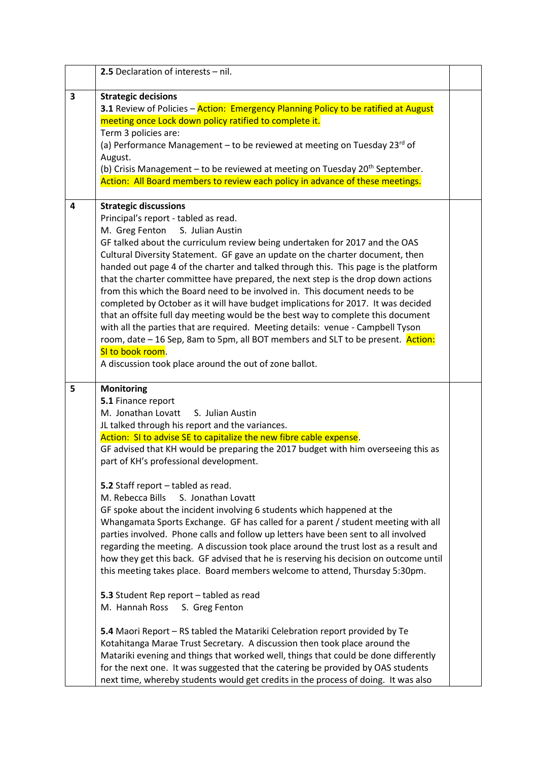| | | |
|---|---|---|
| | **2.5** Declaration of interests – nil. | |
| **3** | **Strategic decisions**<br>**3.1** Review of Policies – Action: Emergency Planning Policy to be ratified at August meeting once Lock down policy ratified to complete it.<br>Term 3 policies are:<br>(a) Performance Management – to be reviewed at meeting on Tuesday 23rd of August.<br>(b) Crisis Management – to be reviewed at meeting on Tuesday 20th September.<br>Action: All Board members to review each policy in advance of these meetings. | |
| **4** | **Strategic discussions**<br>Principal's report - tabled as read.<br>M. Greg Fenton S. Julian Austin<br>GF talked about the curriculum review being undertaken for 2017 and the OAS Cultural Diversity Statement. GF gave an update on the charter document, then handed out page 4 of the charter and talked through this. This page is the platform that the charter committee have prepared, the next step is the drop down actions from this which the Board need to be involved in. This document needs to be completed by October as it will have budget implications for 2017. It was decided that an offsite full day meeting would be the best way to complete this document with all the parties that are required. Meeting details: venue - Campbell Tyson room, date – 16 Sep, 8am to 5pm, all BOT members and SLT to be present. Action: SI to book room.<br>A discussion took place around the out of zone ballot. | |
| **5** | **Monitoring**<br>**5.1** Finance report<br>M. Jonathan Lovatt S. Julian Austin<br>JL talked through his report and the variances.<br>Action: SI to advise SE to capitalize the new fibre cable expense.<br>GF advised that KH would be preparing the 2017 budget with him overseeing this as part of KH's professional development.<br><br>**5.2** Staff report – tabled as read.<br>M. Rebecca Bills S. Jonathan Lovatt<br>GF spoke about the incident involving 6 students which happened at the Whangamata Sports Exchange. GF has called for a parent / student meeting with all parties involved. Phone calls and follow up letters have been sent to all involved regarding the meeting. A discussion took place around the trust lost as a result and how they get this back. GF advised that he is reserving his decision on outcome until this meeting takes place. Board members welcome to attend, Thursday 5:30pm.<br><br>**5.3** Student Rep report – tabled as read<br>M. Hannah Ross S. Greg Fenton<br><br>**5.4** Maori Report – RS tabled the Matariki Celebration report provided by Te Kotahitanga Marae Trust Secretary. A discussion then took place around the Matariki evening and things that worked well, things that could be done differently for the next one. It was suggested that the catering be provided by OAS students next time, whereby students would get credits in the process of doing. It was also | |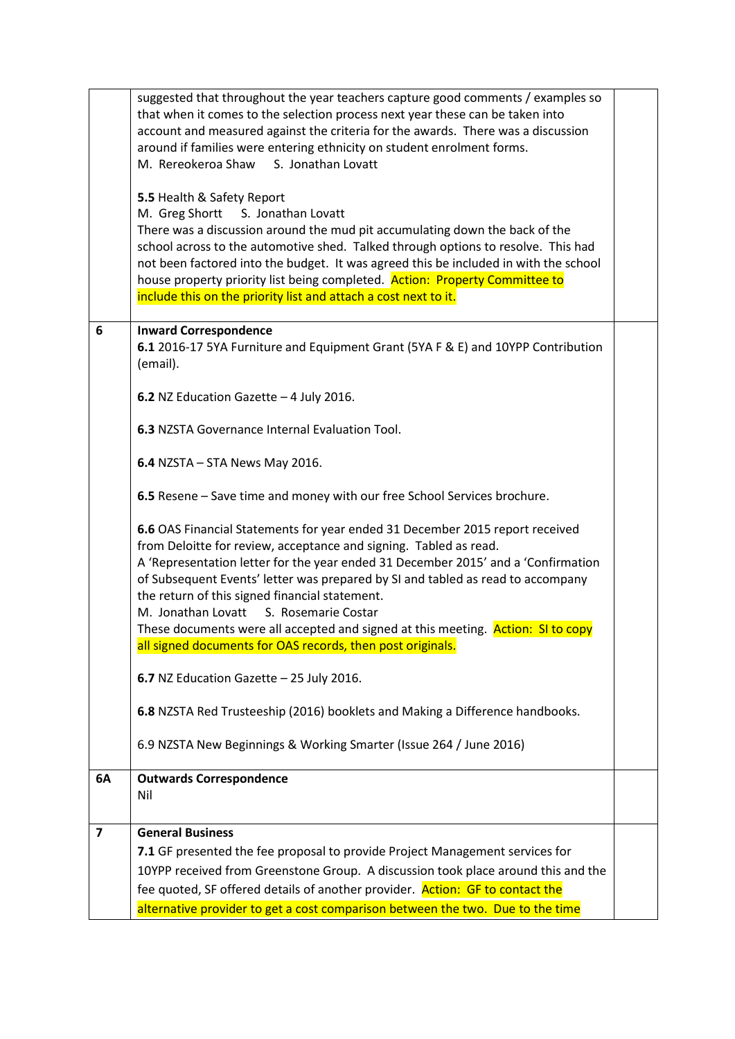| | | |
|---|---|---|
| | suggested that throughout the year teachers capture good comments / examples so that when it comes to the selection process next year these can be taken into account and measured against the criteria for the awards. There was a discussion around if families were entering ethnicity on student enrolment forms.<br>M. Rereokeroa Shaw S. Jonathan Lovatt<br><br>**5.5** Health & Safety Report<br>M. Greg Shortt S. Jonathan Lovatt<br>There was a discussion around the mud pit accumulating down the back of the school across to the automotive shed. Talked through options to resolve. This had not been factored into the budget. It was agreed this be included in with the school house property priority list being completed. Action: Property Committee to include this on the priority list and attach a cost next to it. | |
| **6** | **Inward Correspondence**<br>**6.1** 2016-17 5YA Furniture and Equipment Grant (5YA F & E) and 10YPP Contribution (email).<br><br>**6.2** NZ Education Gazette – 4 July 2016.<br><br>**6.3** NZSTA Governance Internal Evaluation Tool.<br><br>**6.4** NZSTA – STA News May 2016.<br><br>**6.5** Resene – Save time and money with our free School Services brochure.<br><br>**6.6** OAS Financial Statements for year ended 31 December 2015 report received from Deloitte for review, acceptance and signing. Tabled as read.<br>A 'Representation letter for the year ended 31 December 2015' and a 'Confirmation of Subsequent Events' letter was prepared by SI and tabled as read to accompany the return of this signed financial statement.<br>M. Jonathan Lovatt S. Rosemarie Costar<br>These documents were all accepted and signed at this meeting. Action: SI to copy all signed documents for OAS records, then post originals.<br><br>**6.7** NZ Education Gazette – 25 July 2016.<br><br>**6.8** NZSTA Red Trusteeship (2016) booklets and Making a Difference handbooks.<br><br>6.9 NZSTA New Beginnings & Working Smarter (Issue 264 / June 2016) | |
| **6A** | **Outwards Correspondence**<br>Nil | |
| **7** | **General Business**<br>**7.1** GF presented the fee proposal to provide Project Management services for 10YPP received from Greenstone Group. A discussion took place around this and the fee quoted, SF offered details of another provider. Action: GF to contact the alternative provider to get a cost comparison between the two. Due to the time | |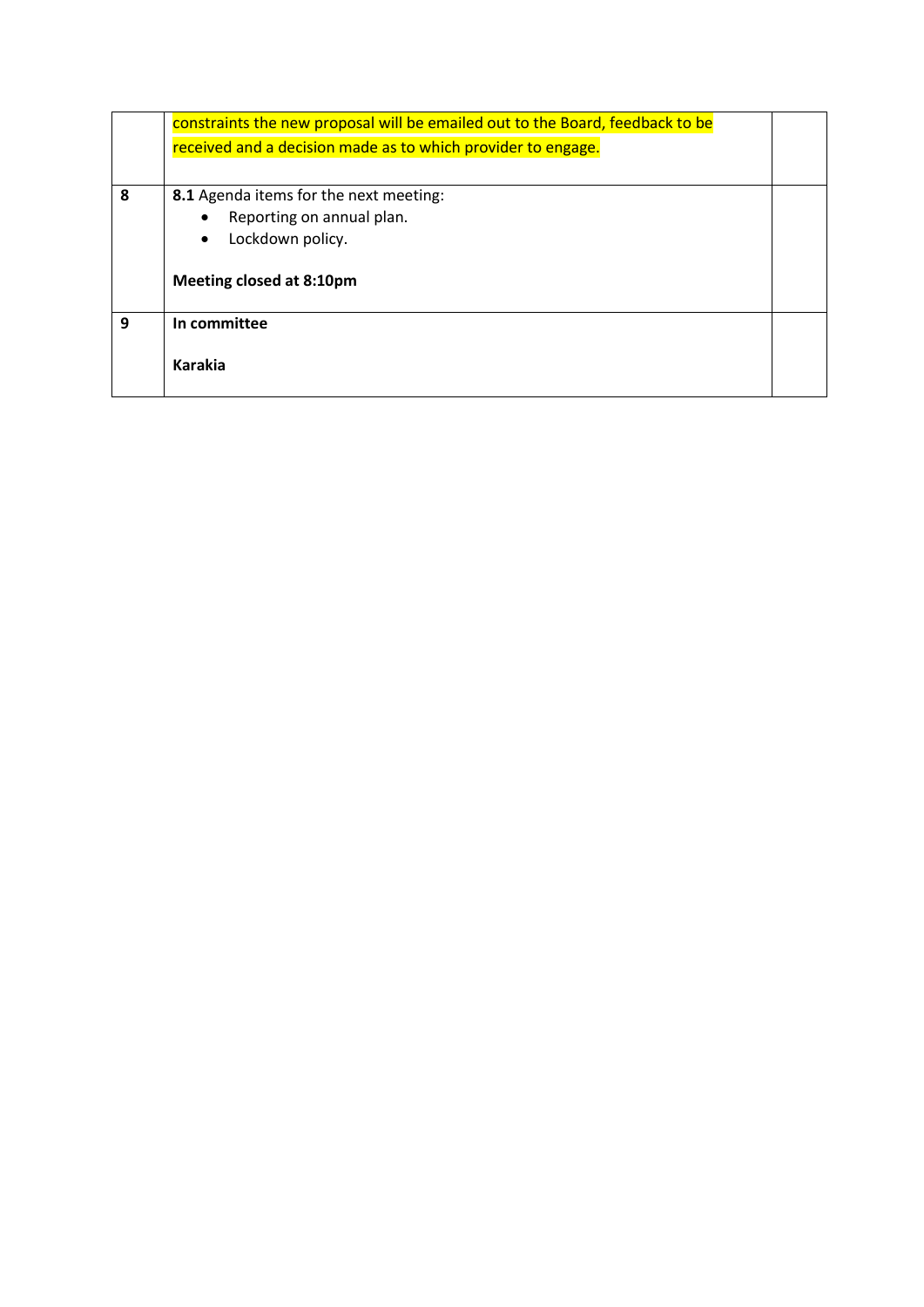| | | |
|---|---|---|
| | constraints the new proposal will be emailed out to the Board, feedback to be received and a decision made as to which provider to engage. | |
| 8 | **8.1** Agenda items for the next meeting:<br>• Reporting on annual plan.<br>• Lockdown policy.<br><br>**Meeting closed at 8:10pm** | |
| 9 | **In committee**<br><br>**Karakia** | |